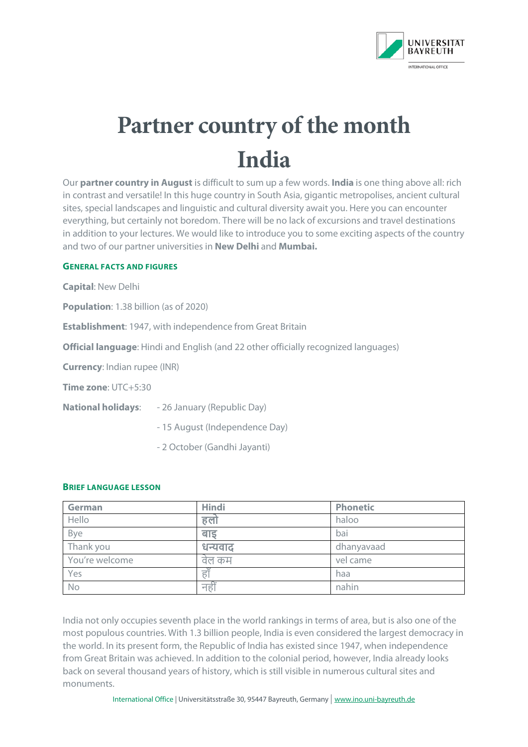# Partner country of the month
# India

Our **partner country in August** is difficult to sum up a few words. **India** is one thing above all: rich in contrast and versatile! In this huge country in South Asia, gigantic metropolises, ancient cultural sites, special landscapes and linguistic and cultural diversity await you. Here you can encounter everything, but certainly not boredom. There will be no lack of excursions and travel destinations in addition to your lectures. We would like to introduce you to some exciting aspects of the country and two of our partner universities in **New Delhi** and **Mumbai.**

## General facts and figures

**Capital**: New Delhi

**Population**: 1.38 billion (as of 2020)

**Establishment**: 1947, with independence from Great Britain

**Official language**: Hindi and English (and 22 other officially recognized languages)

**Currency**: Indian rupee (INR)

**Time zone**: UTC+5:30

**National holidays**:
- 26 January (Republic Day)
- 15 August (Independence Day)
- 2 October (Gandhi Jayanti)

## Brief language lesson

| German | Hindi | Phonetic |
|---|---|---|
| Hello | **हलो** | haloo |
| Bye | **बाइ** | bai |
| Thank you | **धन्यवाद** | dhanyavaad |
| You're welcome | वेल कम | vel came |
| Yes | हाँ | haa |
| No | नहीं | nahin |

India not only occupies seventh place in the world rankings in terms of area, but is also one of the most populous countries. With 1.3 billion people, India is even considered the largest democracy in the world. In its present form, the Republic of India has existed since 1947, when independence from Great Britain was achieved. In addition to the colonial period, however, India already looks back on several thousand years of history, which is still visible in numerous cultural sites and monuments.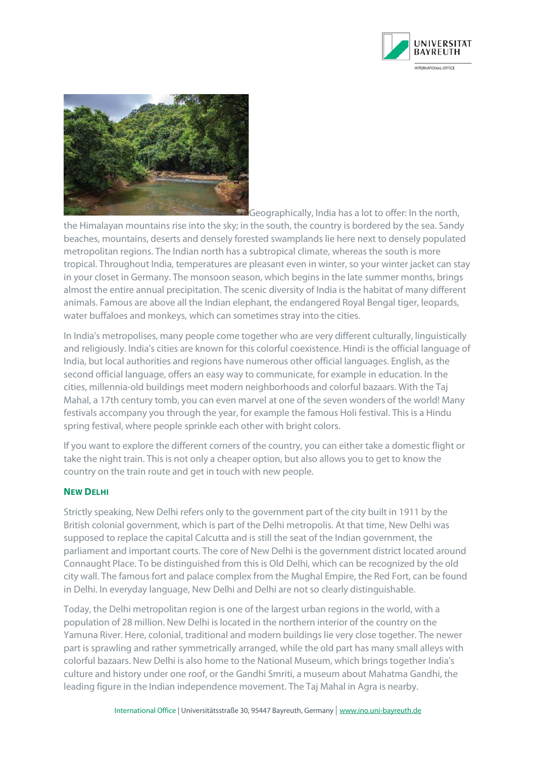Geographically, India has a lot to offer: In the north, the Himalayan mountains rise into the sky; in the south, the country is bordered by the sea. Sandy beaches, mountains, deserts and densely forested swamplands lie here next to densely populated metropolitan regions. The Indian north has a subtropical climate, whereas the south is more tropical. Throughout India, temperatures are pleasant even in winter, so your winter jacket can stay in your closet in Germany. The monsoon season, which begins in the late summer months, brings almost the entire annual precipitation. The scenic diversity of India is the habitat of many different animals. Famous are above all the Indian elephant, the endangered Royal Bengal tiger, leopards, water buffaloes and monkeys, which can sometimes stray into the cities.

In India's metropolises, many people come together who are very different culturally, linguistically and religiously. India's cities are known for this colorful coexistence. Hindi is the official language of India, but local authorities and regions have numerous other official languages. English, as the second official language, offers an easy way to communicate, for example in education. In the cities, millennia-old buildings meet modern neighborhoods and colorful bazaars. With the Taj Mahal, a 17th century tomb, you can even marvel at one of the seven wonders of the world! Many festivals accompany you through the year, for example the famous Holi festival. This is a Hindu spring festival, where people sprinkle each other with bright colors.

If you want to explore the different corners of the country, you can either take a domestic flight or take the night train. This is not only a cheaper option, but also allows you to get to know the country on the train route and get in touch with new people.

## New Delhi

Strictly speaking, New Delhi refers only to the government part of the city built in 1911 by the British colonial government, which is part of the Delhi metropolis. At that time, New Delhi was supposed to replace the capital Calcutta and is still the seat of the Indian government, the parliament and important courts. The core of New Delhi is the government district located around Connaught Place. To be distinguished from this is Old Delhi, which can be recognized by the old city wall. The famous fort and palace complex from the Mughal Empire, the Red Fort, can be found in Delhi. In everyday language, New Delhi and Delhi are not so clearly distinguishable.

Today, the Delhi metropolitan region is one of the largest urban regions in the world, with a population of 28 million. New Delhi is located in the northern interior of the country on the Yamuna River. Here, colonial, traditional and modern buildings lie very close together. The newer part is sprawling and rather symmetrically arranged, while the old part has many small alleys with colorful bazaars. New Delhi is also home to the National Museum, which brings together India's culture and history under one roof, or the Gandhi Smriti, a museum about Mahatma Gandhi, the leading figure in the Indian independence movement. The Taj Mahal in Agra is nearby.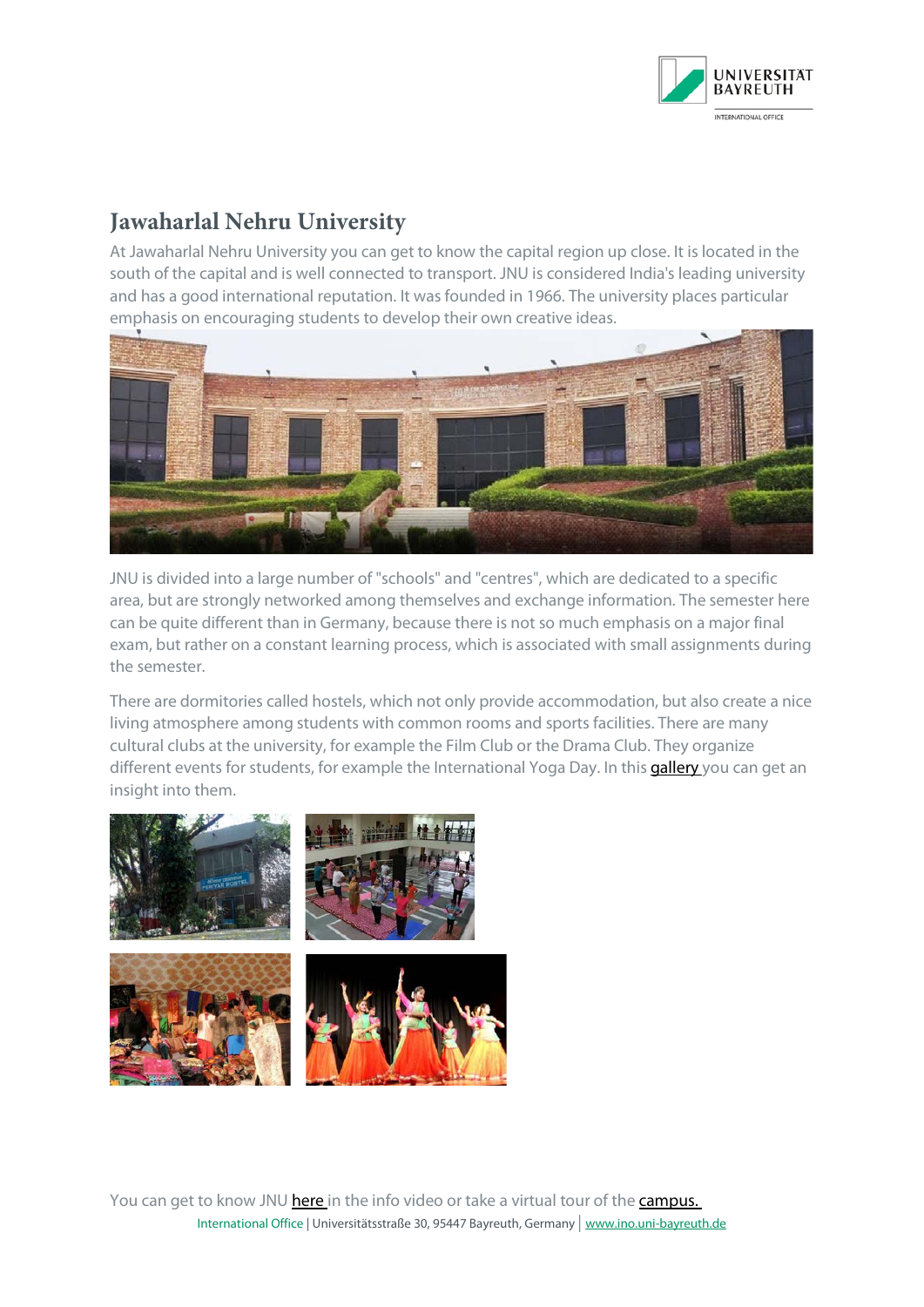# Jawaharlal Nehru University

At Jawaharlal Nehru University you can get to know the capital region up close. It is located in the south of the capital and is well connected to transport. JNU is considered India's leading university and has a good international reputation. It was founded in 1966. The university places particular emphasis on encouraging students to develop their own creative ideas.

JNU is divided into a large number of "schools" and "centres", which are dedicated to a specific area, but are strongly networked among themselves and exchange information. The semester here can be quite different than in Germany, because there is not so much emphasis on a major final exam, but rather on a constant learning process, which is associated with small assignments during the semester.

There are dormitories called hostels, which not only provide accommodation, but also create a nice living atmosphere among students with common rooms and sports facilities. There are many cultural clubs at the university, for example the Film Club or the Drama Club. They organize different events for students, for example the International Yoga Day. In this gallery you can get an insight into them.

You can get to know JNU here in the info video or take a virtual tour of the campus.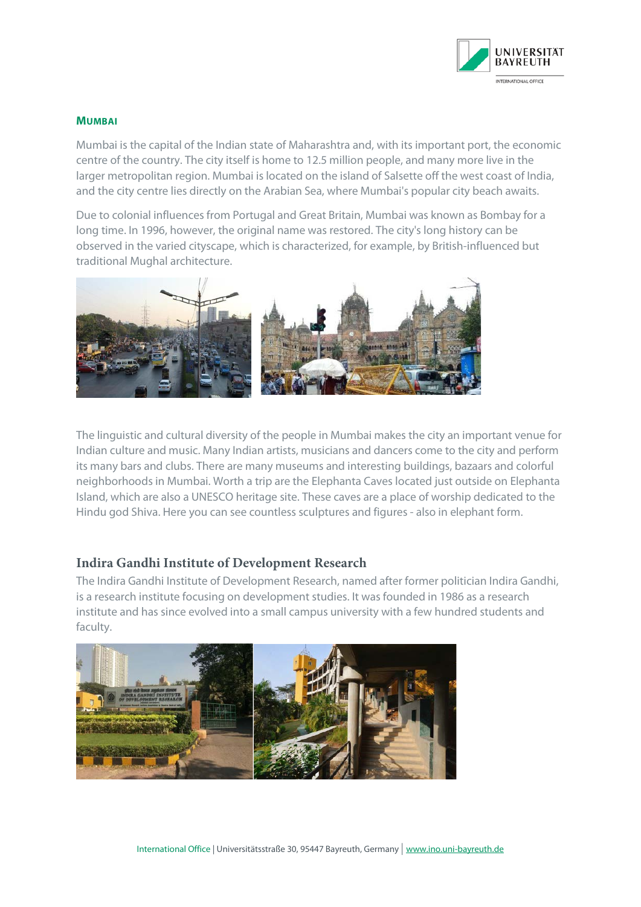## MUMBAI

Mumbai is the capital of the Indian state of Maharashtra and, with its important port, the economic centre of the country. The city itself is home to 12.5 million people, and many more live in the larger metropolitan region. Mumbai is located on the island of Salsette off the west coast of India, and the city centre lies directly on the Arabian Sea, where Mumbai's popular city beach awaits.

Due to colonial influences from Portugal and Great Britain, Mumbai was known as Bombay for a long time. In 1996, however, the original name was restored. The city's long history can be observed in the varied cityscape, which is characterized, for example, by British-influenced but traditional Mughal architecture.

The linguistic and cultural diversity of the people in Mumbai makes the city an important venue for Indian culture and music. Many Indian artists, musicians and dancers come to the city and perform its many bars and clubs. There are many museums and interesting buildings, bazaars and colorful neighborhoods in Mumbai. Worth a trip are the Elephanta Caves located just outside on Elephanta Island, which are also a UNESCO heritage site. These caves are a place of worship dedicated to the Hindu god Shiva. Here you can see countless sculptures and figures - also in elephant form.

## Indira Gandhi Institute of Development Research

The Indira Gandhi Institute of Development Research, named after former politician Indira Gandhi, is a research institute focusing on development studies. It was founded in 1986 as a research institute and has since evolved into a small campus university with a few hundred students and faculty.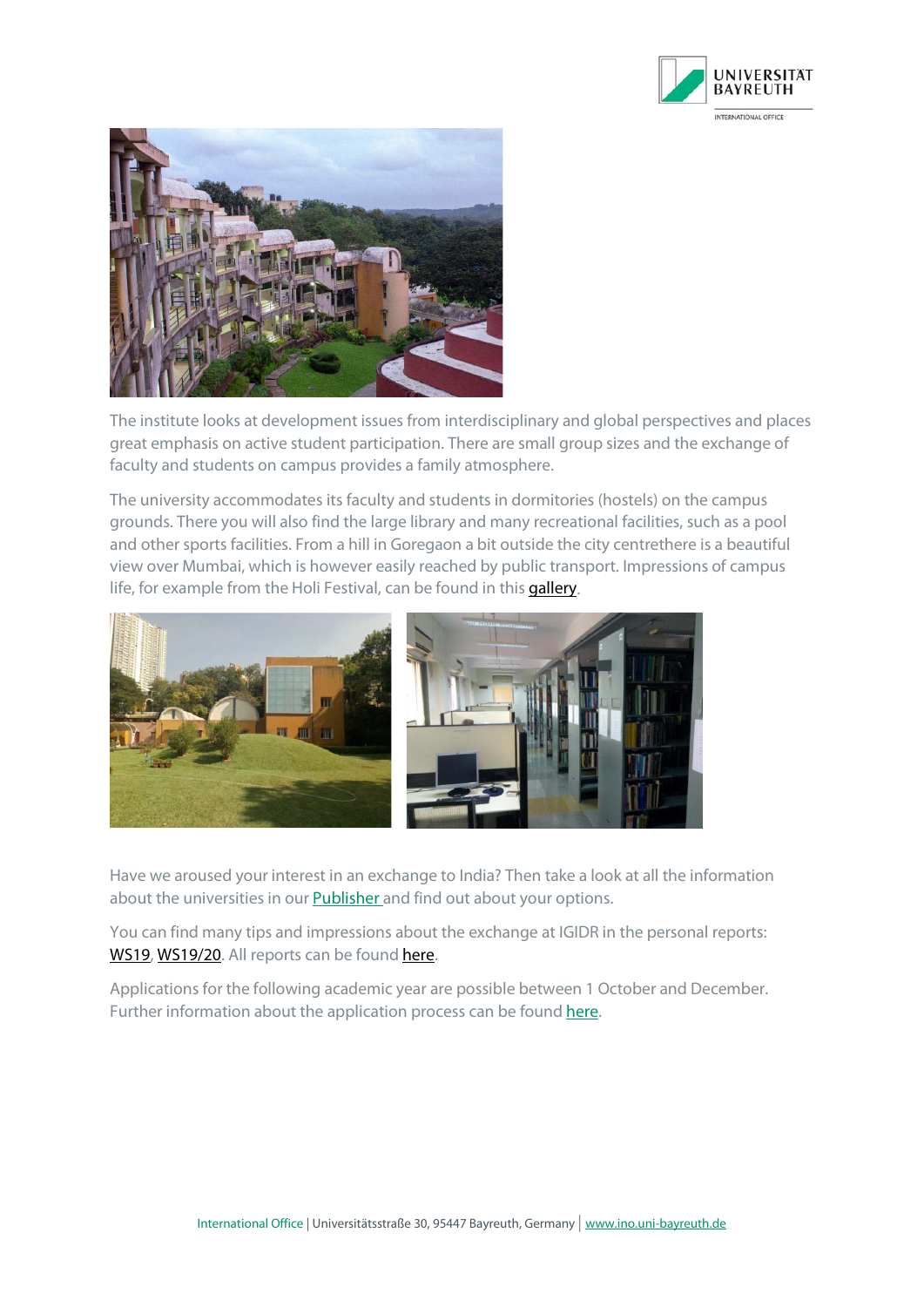The institute looks at development issues from interdisciplinary and global perspectives and places great emphasis on active student participation. There are small group sizes and the exchange of faculty and students on campus provides a family atmosphere.

The university accommodates its faculty and students in dormitories (hostels) on the campus grounds. There you will also find the large library and many recreational facilities, such as a pool and other sports facilities. From a hill in Goregaon a bit outside the city centrethere is a beautiful view over Mumbai, which is however easily reached by public transport. Impressions of campus life, for example from the Holi Festival, can be found in this gallery.

Have we aroused your interest in an exchange to India? Then take a look at all the information about the universities in our Publisher and find out about your options.

You can find many tips and impressions about the exchange at IGIDR in the personal reports: WS19, WS19/20. All reports can be found here.

Applications for the following academic year are possible between 1 October and December. Further information about the application process can be found here.